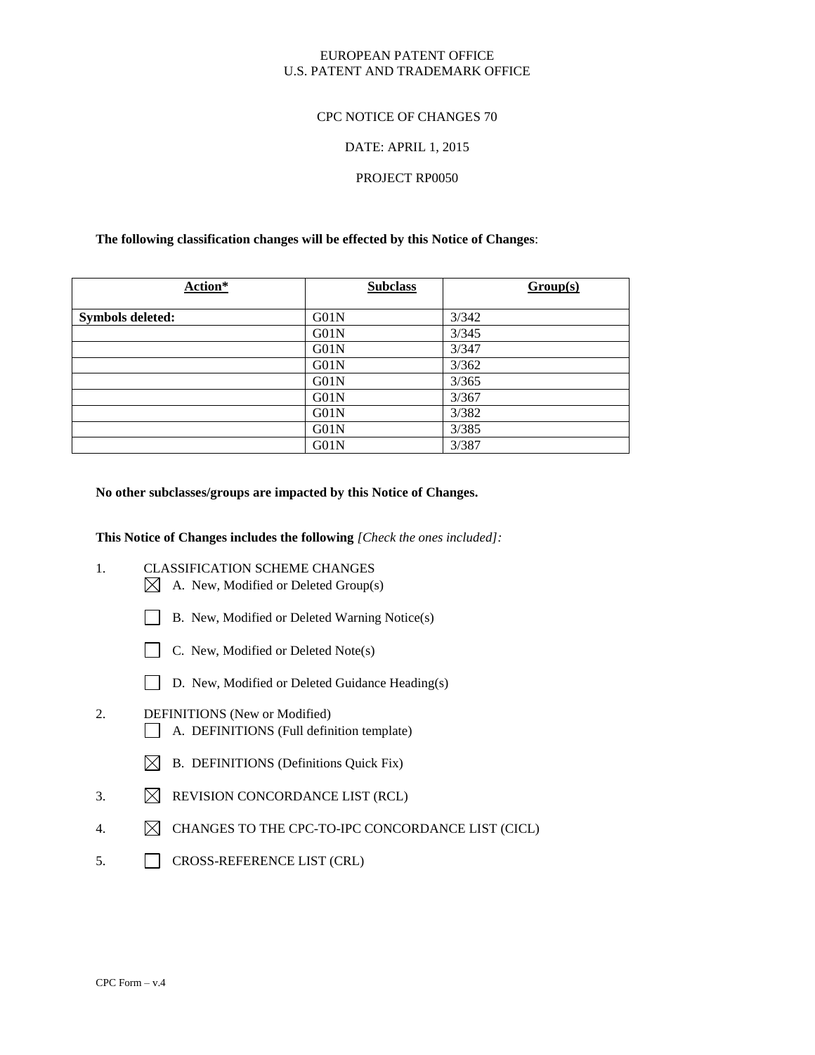EUROPEAN PATENT OFFICE
U.S. PATENT AND TRADEMARK OFFICE

CPC NOTICE OF CHANGES 70

DATE: APRIL 1, 2015

PROJECT RP0050

**The following classification changes will be effected by this Notice of Changes**:

| Action* | Subclass | Group(s) |
|---|---|---|
| **Symbols deleted:** | G01N | 3/342 |
| | G01N | 3/345 |
| | G01N | 3/347 |
| | G01N | 3/362 |
| | G01N | 3/365 |
| | G01N | 3/367 |
| | G01N | 3/382 |
| | G01N | 3/385 |
| | G01N | 3/387 |

**No other subclasses/groups are impacted by this Notice of Changes.**

**This Notice of Changes includes the following** *[Check the ones included]:*

1. CLASSIFICATION SCHEME CHANGES
   - ☒ A. New, Modified or Deleted Group(s)
   - ☐ B. New, Modified or Deleted Warning Notice(s)
   - ☐ C. New, Modified or Deleted Note(s)
   - ☐ D. New, Modified or Deleted Guidance Heading(s)
2. DEFINITIONS (New or Modified)
   - ☐ A. DEFINITIONS (Full definition template)
   - ☒ B. DEFINITIONS (Definitions Quick Fix)
3. ☒ REVISION CONCORDANCE LIST (RCL)
4. ☒ CHANGES TO THE CPC-TO-IPC CONCORDANCE LIST (CICL)
5. ☐ CROSS-REFERENCE LIST (CRL)

CPC Form – v.4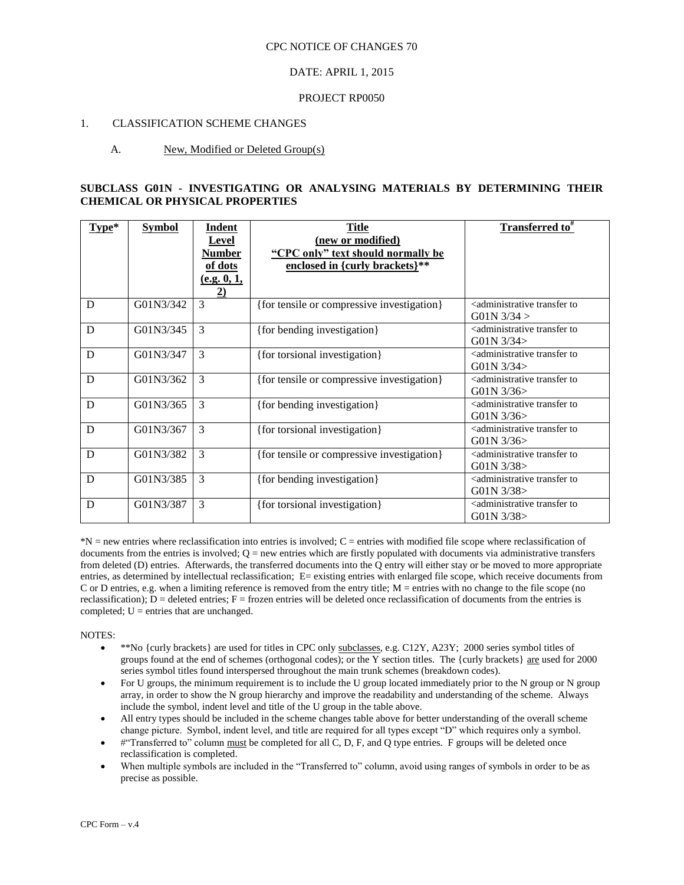CPC NOTICE OF CHANGES 70

DATE: APRIL 1, 2015

PROJECT RP0050

1. CLASSIFICATION SCHEME CHANGES

A. New, Modified or Deleted Group(s)

**SUBCLASS G01N - INVESTIGATING OR ANALYSING MATERIALS BY DETERMINING THEIR CHEMICAL OR PHYSICAL PROPERTIES**

| Type* | Symbol | Indent Level Number of dots (e.g. 0, 1, 2) | Title (new or modified) "CPC only" text should normally be enclosed in {curly brackets}** | Transferred to# |
|---|---|---|---|---|
| D | G01N3/342 | 3 | {for tensile or compressive investigation} | <administrative transfer to G01N 3/34 > |
| D | G01N3/345 | 3 | {for bending investigation} | <administrative transfer to G01N 3/34> |
| D | G01N3/347 | 3 | {for torsional investigation} | <administrative transfer to G01N 3/34> |
| D | G01N3/362 | 3 | {for tensile or compressive investigation} | <administrative transfer to G01N 3/36> |
| D | G01N3/365 | 3 | {for bending investigation} | <administrative transfer to G01N 3/36> |
| D | G01N3/367 | 3 | {for torsional investigation} | <administrative transfer to G01N 3/36> |
| D | G01N3/382 | 3 | {for tensile or compressive investigation} | <administrative transfer to G01N 3/38> |
| D | G01N3/385 | 3 | {for bending investigation} | <administrative transfer to G01N 3/38> |
| D | G01N3/387 | 3 | {for torsional investigation} | <administrative transfer to G01N 3/38> |

*N = new entries where reclassification into entries is involved; C = entries with modified file scope where reclassification of documents from the entries is involved; Q = new entries which are firstly populated with documents via administrative transfers from deleted (D) entries. Afterwards, the transferred documents into the Q entry will either stay or be moved to more appropriate entries, as determined by intellectual reclassification; E= existing entries with enlarged file scope, which receive documents from C or D entries, e.g. when a limiting reference is removed from the entry title; M = entries with no change to the file scope (no reclassification); D = deleted entries; F = frozen entries will be deleted once reclassification of documents from the entries is completed; U = entries that are unchanged.

NOTES:

- **No {curly brackets} are used for titles in CPC only subclasses, e.g. C12Y, A23Y; 2000 series symbol titles of groups found at the end of schemes (orthogonal codes); or the Y section titles. The {curly brackets} are used for 2000 series symbol titles found interspersed throughout the main trunk schemes (breakdown codes).
- For U groups, the minimum requirement is to include the U group located immediately prior to the N group or N group array, in order to show the N group hierarchy and improve the readability and understanding of the scheme. Always include the symbol, indent level and title of the U group in the table above.
- All entry types should be included in the scheme changes table above for better understanding of the overall scheme change picture. Symbol, indent level, and title are required for all types except "D" which requires only a symbol.
- #"Transferred to" column must be completed for all C, D, F, and Q type entries. F groups will be deleted once reclassification is completed.
- When multiple symbols are included in the "Transferred to" column, avoid using ranges of symbols in order to be as precise as possible.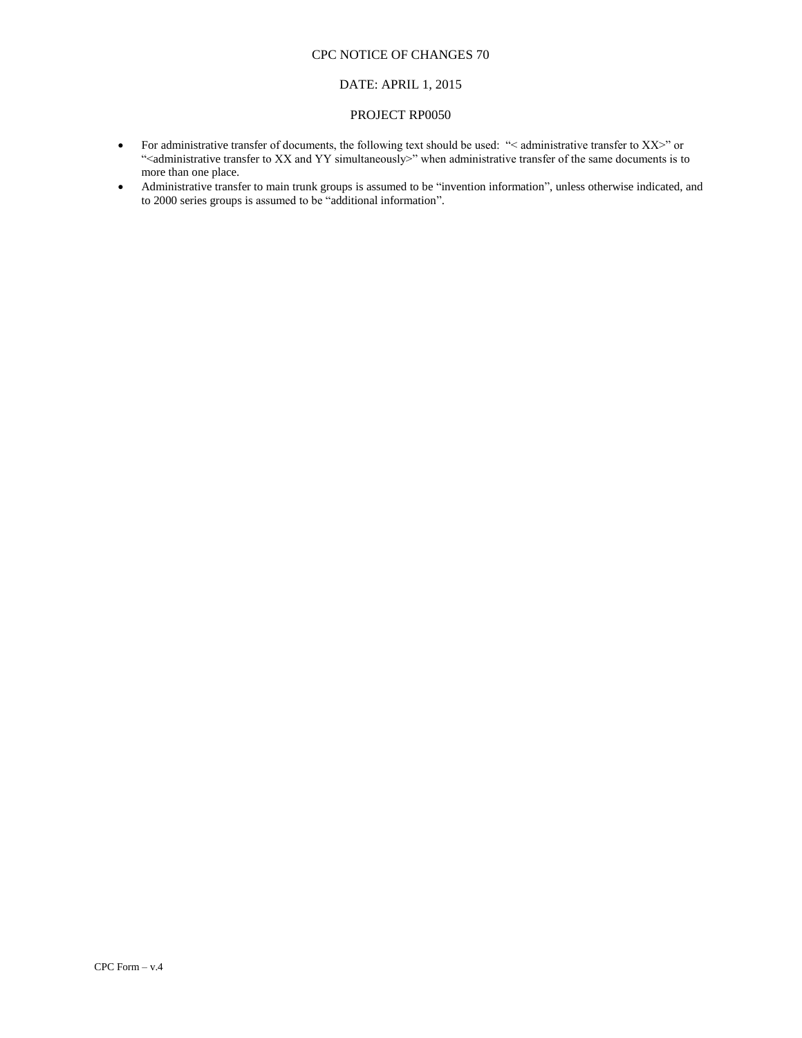CPC NOTICE OF CHANGES 70

DATE: APRIL 1, 2015

PROJECT RP0050

- For administrative transfer of documents, the following text should be used: "< administrative transfer to XX>" or "<administrative transfer to XX and YY simultaneously>" when administrative transfer of the same documents is to more than one place.
- Administrative transfer to main trunk groups is assumed to be "invention information", unless otherwise indicated, and to 2000 series groups is assumed to be "additional information".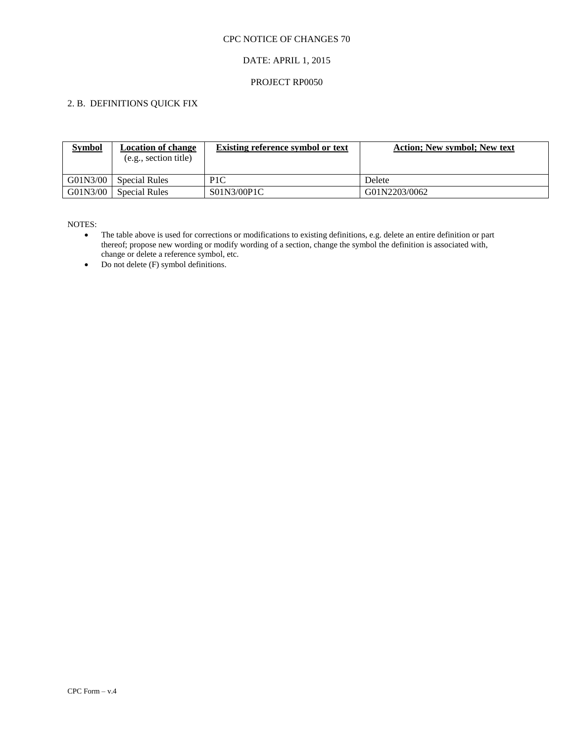CPC NOTICE OF CHANGES 70

DATE: APRIL 1, 2015

PROJECT RP0050

## 2. B. DEFINITIONS QUICK FIX

| **Symbol** | **Location of change** (e.g., section title) | **Existing reference symbol or text** | **Action; New symbol; New text** |
|---|---|---|---|
| G01N3/00 | Special Rules | P1C | Delete |
| G01N3/00 | Special Rules | S01N3/00P1C | G01N2203/0062 |

NOTES:

- The table above is used for corrections or modifications to existing definitions, e.g. delete an entire definition or part thereof; propose new wording or modify wording of a section, change the symbol the definition is associated with, change or delete a reference symbol, etc.
- Do not delete (F) symbol definitions.

CPC Form – v.4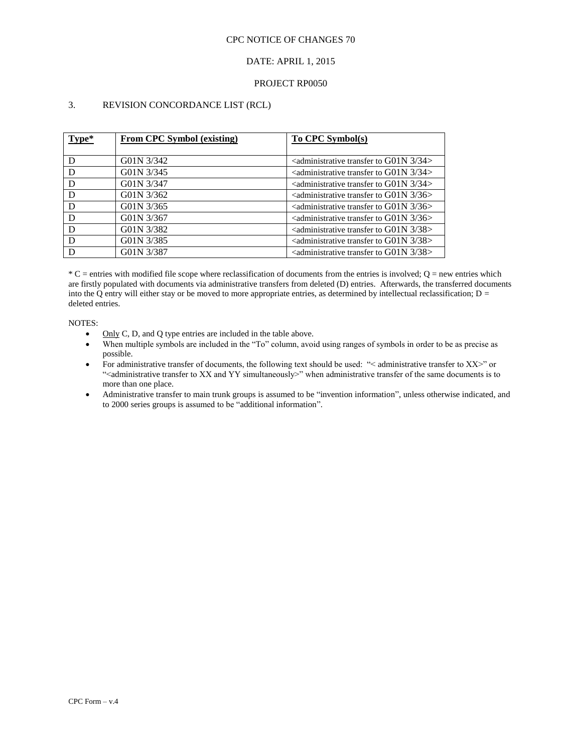CPC NOTICE OF CHANGES 70

DATE: APRIL 1, 2015

PROJECT RP0050

3. REVISION CONCORDANCE LIST (RCL)

| Type* | From CPC Symbol (existing) | To CPC Symbol(s) |
|---|---|---|
| D | G01N 3/342 | <administrative transfer to G01N 3/34> |
| D | G01N 3/345 | <administrative transfer to G01N 3/34> |
| D | G01N 3/347 | <administrative transfer to G01N 3/34> |
| D | G01N 3/362 | <administrative transfer to G01N 3/36> |
| D | G01N 3/365 | <administrative transfer to G01N 3/36> |
| D | G01N 3/367 | <administrative transfer to G01N 3/36> |
| D | G01N 3/382 | <administrative transfer to G01N 3/38> |
| D | G01N 3/385 | <administrative transfer to G01N 3/38> |
| D | G01N 3/387 | <administrative transfer to G01N 3/38> |

* C = entries with modified file scope where reclassification of documents from the entries is involved; Q = new entries which are firstly populated with documents via administrative transfers from deleted (D) entries. Afterwards, the transferred documents into the Q entry will either stay or be moved to more appropriate entries, as determined by intellectual reclassification; D = deleted entries.

NOTES:

- Only C, D, and Q type entries are included in the table above.
- When multiple symbols are included in the "To" column, avoid using ranges of symbols in order to be as precise as possible.
- For administrative transfer of documents, the following text should be used: "< administrative transfer to XX>" or "<administrative transfer to XX and YY simultaneously>" when administrative transfer of the same documents is to more than one place.
- Administrative transfer to main trunk groups is assumed to be "invention information", unless otherwise indicated, and to 2000 series groups is assumed to be "additional information".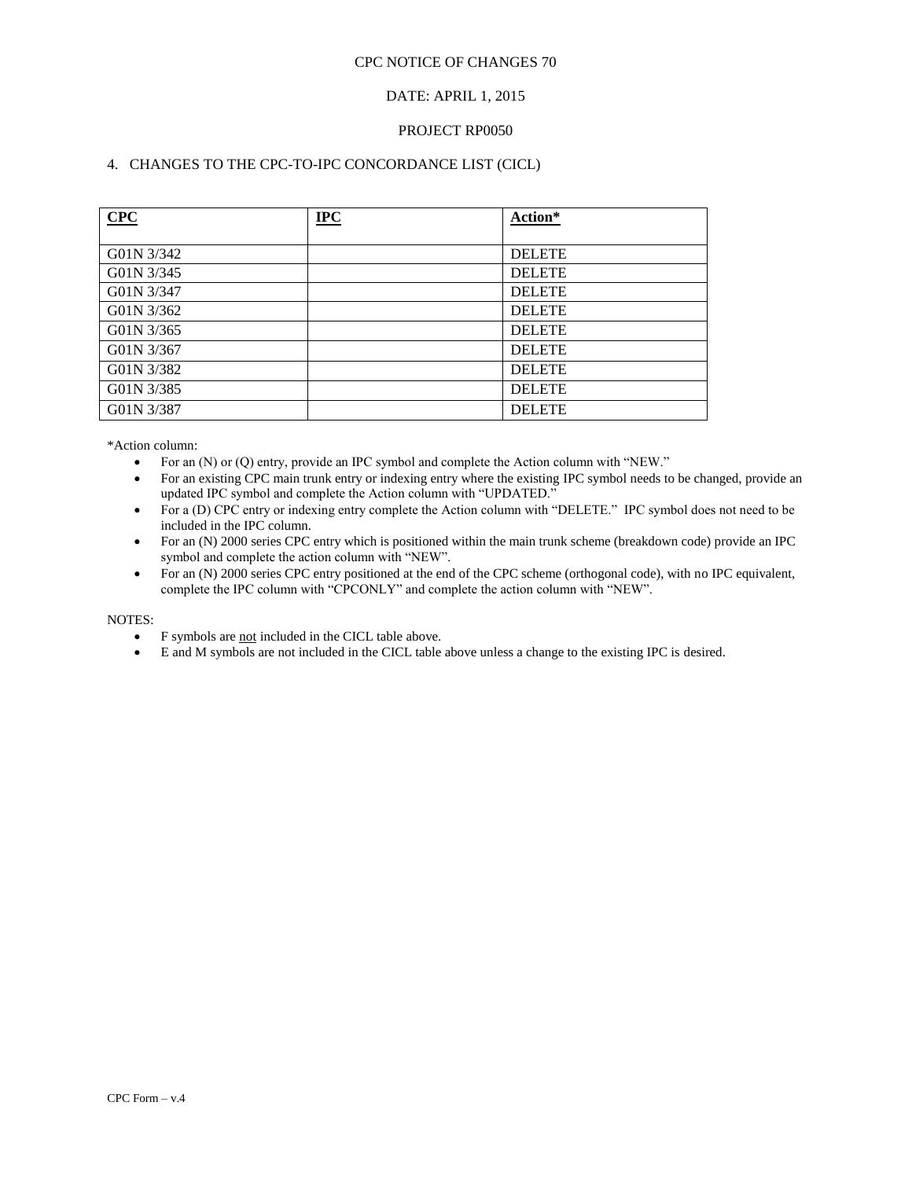CPC NOTICE OF CHANGES 70

DATE: APRIL 1, 2015

PROJECT RP0050

## 4. CHANGES TO THE CPC-TO-IPC CONCORDANCE LIST (CICL)

| **CPC** | **IPC** | **Action*** |
|---|---|---|
| G01N 3/342 | | DELETE |
| G01N 3/345 | | DELETE |
| G01N 3/347 | | DELETE |
| G01N 3/362 | | DELETE |
| G01N 3/365 | | DELETE |
| G01N 3/367 | | DELETE |
| G01N 3/382 | | DELETE |
| G01N 3/385 | | DELETE |
| G01N 3/387 | | DELETE |

*Action column:

- For an (N) or (Q) entry, provide an IPC symbol and complete the Action column with "NEW."
- For an existing CPC main trunk entry or indexing entry where the existing IPC symbol needs to be changed, provide an updated IPC symbol and complete the Action column with "UPDATED."
- For a (D) CPC entry or indexing entry complete the Action column with "DELETE." IPC symbol does not need to be included in the IPC column.
- For an (N) 2000 series CPC entry which is positioned within the main trunk scheme (breakdown code) provide an IPC symbol and complete the action column with "NEW".
- For an (N) 2000 series CPC entry positioned at the end of the CPC scheme (orthogonal code), with no IPC equivalent, complete the IPC column with "CPCONLY" and complete the action column with "NEW".

NOTES:

- F symbols are <u>not</u> included in the CICL table above.
- E and M symbols are not included in the CICL table above unless a change to the existing IPC is desired.

CPC Form – v.4